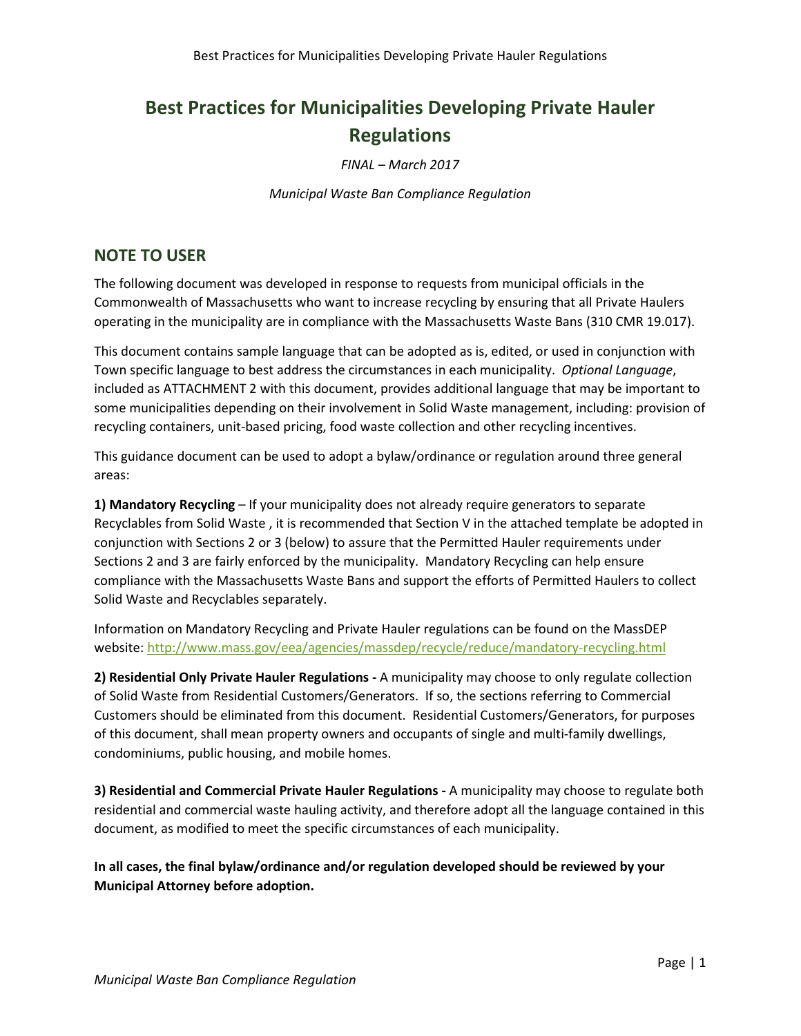# Best Practices for Municipalities Developing Private Hauler Regulations

*FINAL – March 2017*

*Municipal Waste Ban Compliance Regulation*

## NOTE TO USER

The following document was developed in response to requests from municipal officials in the Commonwealth of Massachusetts who want to increase recycling by ensuring that all Private Haulers operating in the municipality are in compliance with the Massachusetts Waste Bans (310 CMR 19.017).

This document contains sample language that can be adopted as is, edited, or used in conjunction with Town specific language to best address the circumstances in each municipality. *Optional Language*, included as ATTACHMENT 2 with this document, provides additional language that may be important to some municipalities depending on their involvement in Solid Waste management, including: provision of recycling containers, unit-based pricing, food waste collection and other recycling incentives.

This guidance document can be used to adopt a bylaw/ordinance or regulation around three general areas:

**1) Mandatory Recycling** – If your municipality does not already require generators to separate Recyclables from Solid Waste , it is recommended that Section V in the attached template be adopted in conjunction with Sections 2 or 3 (below) to assure that the Permitted Hauler requirements under Sections 2 and 3 are fairly enforced by the municipality. Mandatory Recycling can help ensure compliance with the Massachusetts Waste Bans and support the efforts of Permitted Haulers to collect Solid Waste and Recyclables separately.

Information on Mandatory Recycling and Private Hauler regulations can be found on the MassDEP website: http://www.mass.gov/eea/agencies/massdep/recycle/reduce/mandatory-recycling.html

**2) Residential Only Private Hauler Regulations -** A municipality may choose to only regulate collection of Solid Waste from Residential Customers/Generators. If so, the sections referring to Commercial Customers should be eliminated from this document. Residential Customers/Generators, for purposes of this document, shall mean property owners and occupants of single and multi-family dwellings, condominiums, public housing, and mobile homes.

**3) Residential and Commercial Private Hauler Regulations -** A municipality may choose to regulate both residential and commercial waste hauling activity, and therefore adopt all the language contained in this document, as modified to meet the specific circumstances of each municipality.

**In all cases, the final bylaw/ordinance and/or regulation developed should be reviewed by your Municipal Attorney before adoption.**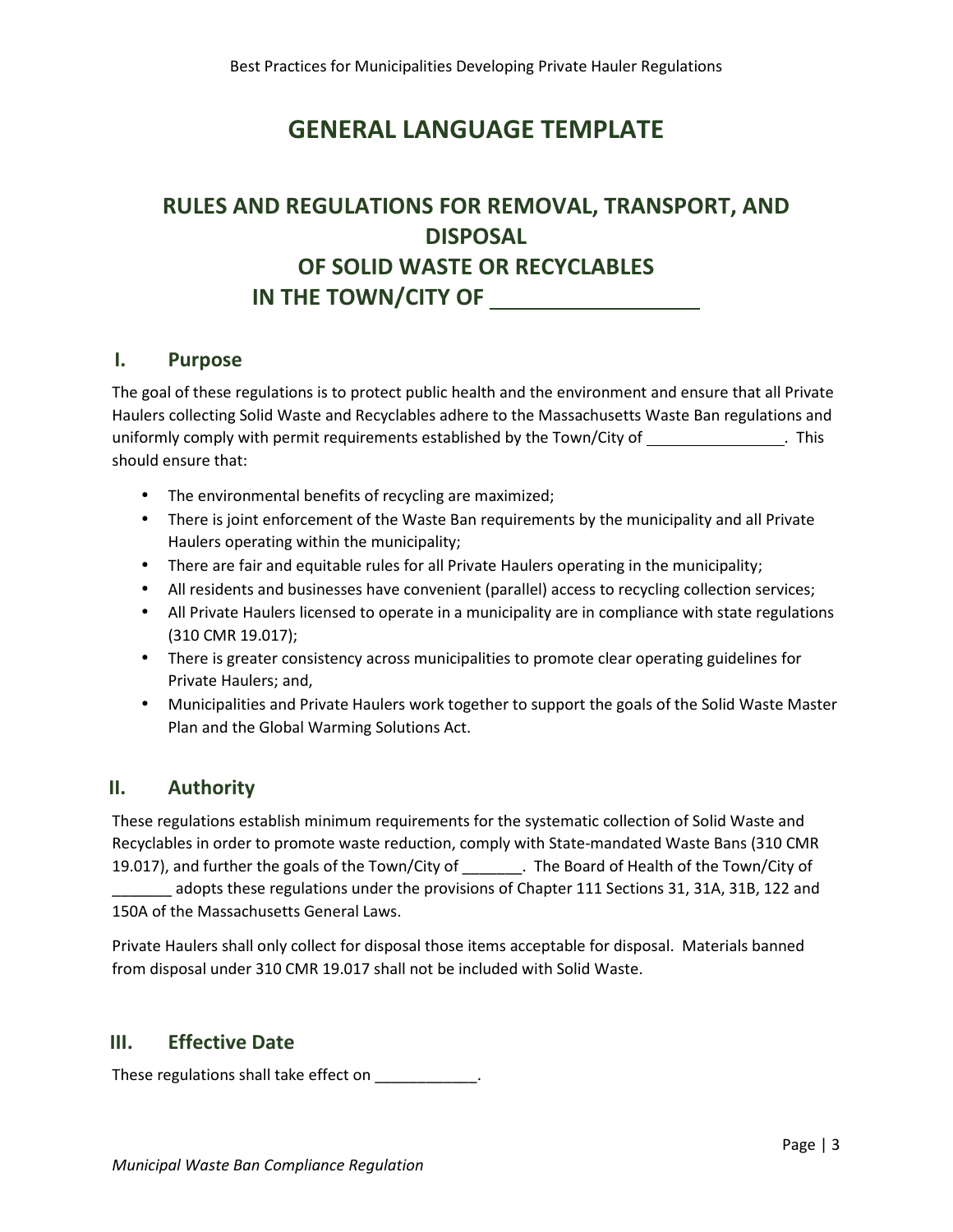# GENERAL LANGUAGE TEMPLATE

## RULES AND REGULATIONS FOR REMOVAL, TRANSPORT, AND DISPOSAL OF SOLID WASTE OR RECYCLABLES IN THE TOWN/CITY OF ________________

### I. Purpose

The goal of these regulations is to protect public health and the environment and ensure that all Private Haulers collecting Solid Waste and Recyclables adhere to the Massachusetts Waste Ban regulations and uniformly comply with permit requirements established by the Town/City of ________________. This should ensure that:

- The environmental benefits of recycling are maximized;
- There is joint enforcement of the Waste Ban requirements by the municipality and all Private Haulers operating within the municipality;
- There are fair and equitable rules for all Private Haulers operating in the municipality;
- All residents and businesses have convenient (parallel) access to recycling collection services;
- All Private Haulers licensed to operate in a municipality are in compliance with state regulations (310 CMR 19.017);
- There is greater consistency across municipalities to promote clear operating guidelines for Private Haulers; and,
- Municipalities and Private Haulers work together to support the goals of the Solid Waste Master Plan and the Global Warming Solutions Act.

### II. Authority

These regulations establish minimum requirements for the systematic collection of Solid Waste and Recyclables in order to promote waste reduction, comply with State-mandated Waste Bans (310 CMR 19.017), and further the goals of the Town/City of _______. The Board of Health of the Town/City of _______ adopts these regulations under the provisions of Chapter 111 Sections 31, 31A, 31B, 122 and 150A of the Massachusetts General Laws.

Private Haulers shall only collect for disposal those items acceptable for disposal. Materials banned from disposal under 310 CMR 19.017 shall not be included with Solid Waste.

### III. Effective Date

These regulations shall take effect on ____________.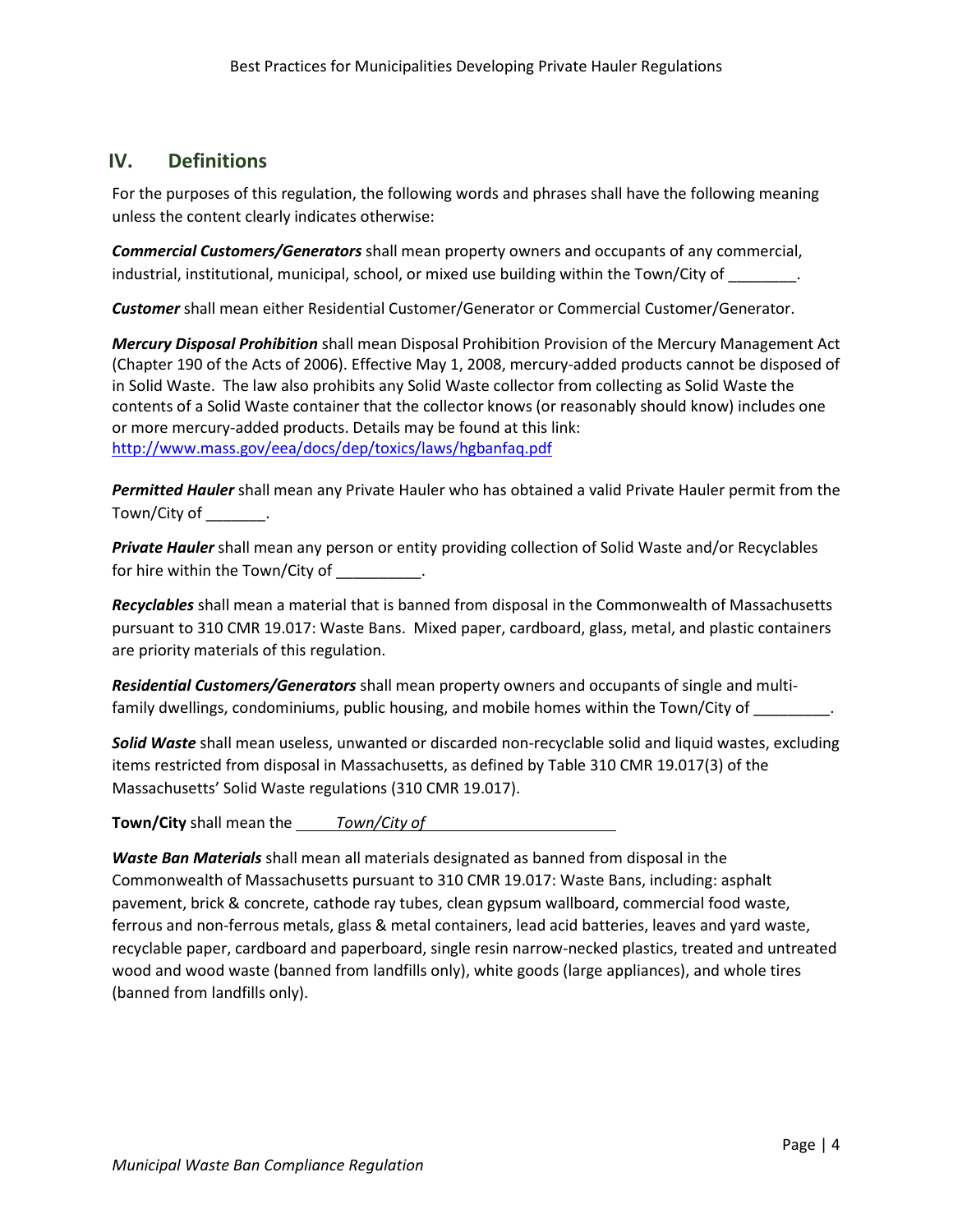## IV. Definitions

For the purposes of this regulation, the following words and phrases shall have the following meaning unless the content clearly indicates otherwise:

***Commercial Customers/Generators*** shall mean property owners and occupants of any commercial, industrial, institutional, municipal, school, or mixed use building within the Town/City of ________.

***Customer*** shall mean either Residential Customer/Generator or Commercial Customer/Generator.

***Mercury Disposal Prohibition*** shall mean Disposal Prohibition Provision of the Mercury Management Act (Chapter 190 of the Acts of 2006). Effective May 1, 2008, mercury-added products cannot be disposed of in Solid Waste. The law also prohibits any Solid Waste collector from collecting as Solid Waste the contents of a Solid Waste container that the collector knows (or reasonably should know) includes one or more mercury-added products. Details may be found at this link: http://www.mass.gov/eea/docs/dep/toxics/laws/hgbanfaq.pdf

***Permitted Hauler*** shall mean any Private Hauler who has obtained a valid Private Hauler permit from the Town/City of _______.

***Private Hauler*** shall mean any person or entity providing collection of Solid Waste and/or Recyclables for hire within the Town/City of __________.

***Recyclables*** shall mean a material that is banned from disposal in the Commonwealth of Massachusetts pursuant to 310 CMR 19.017: Waste Bans. Mixed paper, cardboard, glass, metal, and plastic containers are priority materials of this regulation.

***Residential Customers/Generators*** shall mean property owners and occupants of single and multi-family dwellings, condominiums, public housing, and mobile homes within the Town/City of _________.

***Solid Waste*** shall mean useless, unwanted or discarded non-recyclable solid and liquid wastes, excluding items restricted from disposal in Massachusetts, as defined by Table 310 CMR 19.017(3) of the Massachusetts' Solid Waste regulations (310 CMR 19.017).

**Town/City** shall mean the _*Town/City of*_______________________

***Waste Ban Materials*** shall mean all materials designated as banned from disposal in the Commonwealth of Massachusetts pursuant to 310 CMR 19.017: Waste Bans, including: asphalt pavement, brick & concrete, cathode ray tubes, clean gypsum wallboard, commercial food waste, ferrous and non-ferrous metals, glass & metal containers, lead acid batteries, leaves and yard waste, recyclable paper, cardboard and paperboard, single resin narrow-necked plastics, treated and untreated wood and wood waste (banned from landfills only), white goods (large appliances), and whole tires (banned from landfills only).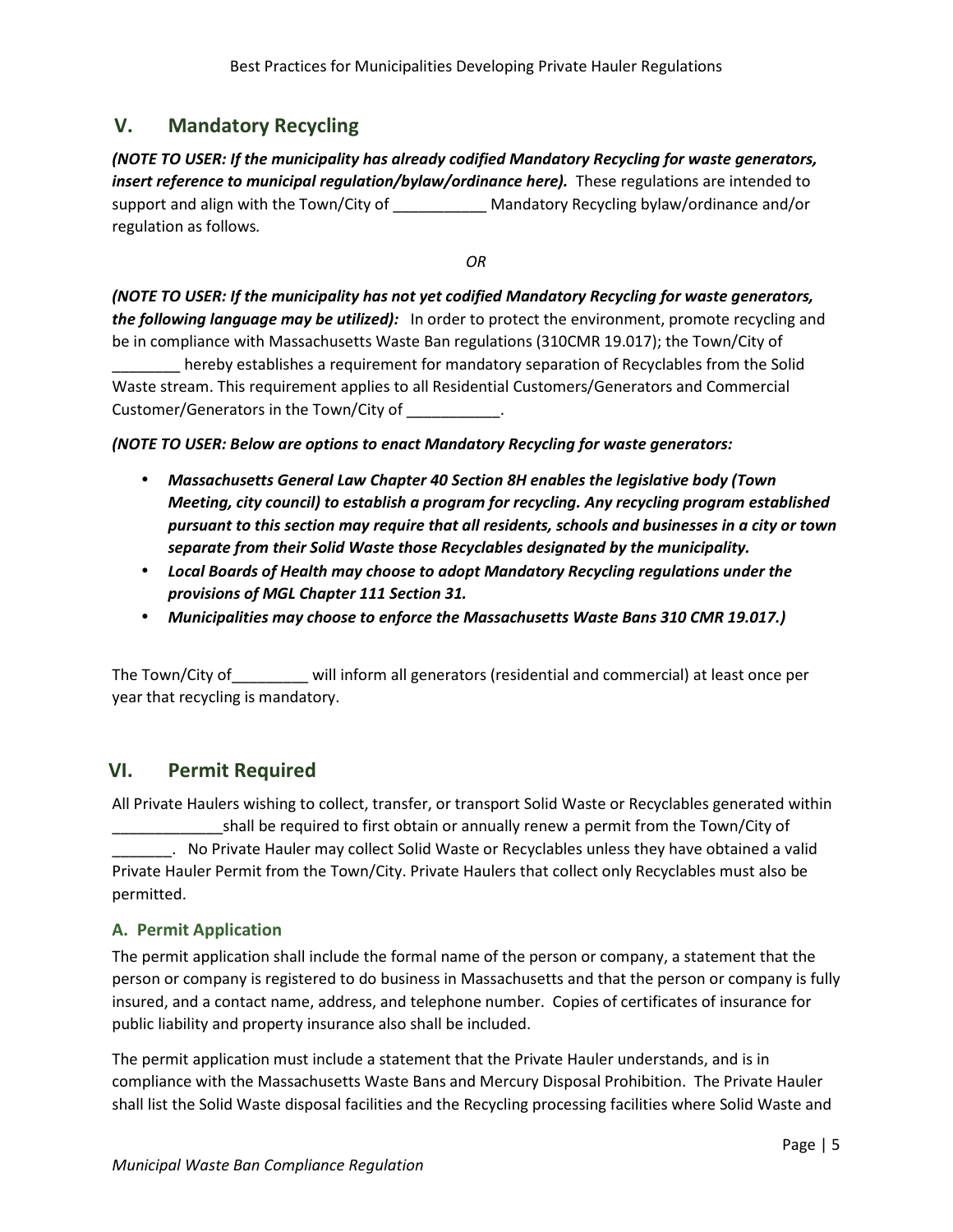## V. Mandatory Recycling

***(NOTE TO USER: If the municipality has already codified Mandatory Recycling for waste generators, insert reference to municipal regulation/bylaw/ordinance here).*** These regulations are intended to support and align with the Town/City of ___________ Mandatory Recycling bylaw/ordinance and/or regulation as follows*.*

*OR*

***(NOTE TO USER: If the municipality has not yet codified Mandatory Recycling for waste generators, the following language may be utilized):*** In order to protect the environment, promote recycling and be in compliance with Massachusetts Waste Ban regulations (310CMR 19.017); the Town/City of ________ hereby establishes a requirement for mandatory separation of Recyclables from the Solid Waste stream. This requirement applies to all Residential Customers/Generators and Commercial Customer/Generators in the Town/City of ___________.

***(NOTE TO USER: Below are options to enact Mandatory Recycling for waste generators:***

- ***Massachusetts General Law Chapter 40 Section 8H enables the legislative body (Town Meeting, city council) to establish a program for recycling. Any recycling program established pursuant to this section may require that all residents, schools and businesses in a city or town separate from their Solid Waste those Recyclables designated by the municipality.***
- ***Local Boards of Health may choose to adopt Mandatory Recycling regulations under the provisions of MGL Chapter 111 Section 31.***
- ***Municipalities may choose to enforce the Massachusetts Waste Bans 310 CMR 19.017.)***

The Town/City of_________ will inform all generators (residential and commercial) at least once per year that recycling is mandatory.

## VI. Permit Required

All Private Haulers wishing to collect, transfer, or transport Solid Waste or Recyclables generated within _____________shall be required to first obtain or annually renew a permit from the Town/City of _______. No Private Hauler may collect Solid Waste or Recyclables unless they have obtained a valid Private Hauler Permit from the Town/City. Private Haulers that collect only Recyclables must also be permitted.

### A. Permit Application

The permit application shall include the formal name of the person or company, a statement that the person or company is registered to do business in Massachusetts and that the person or company is fully insured, and a contact name, address, and telephone number. Copies of certificates of insurance for public liability and property insurance also shall be included.

The permit application must include a statement that the Private Hauler understands, and is in compliance with the Massachusetts Waste Bans and Mercury Disposal Prohibition. The Private Hauler shall list the Solid Waste disposal facilities and the Recycling processing facilities where Solid Waste and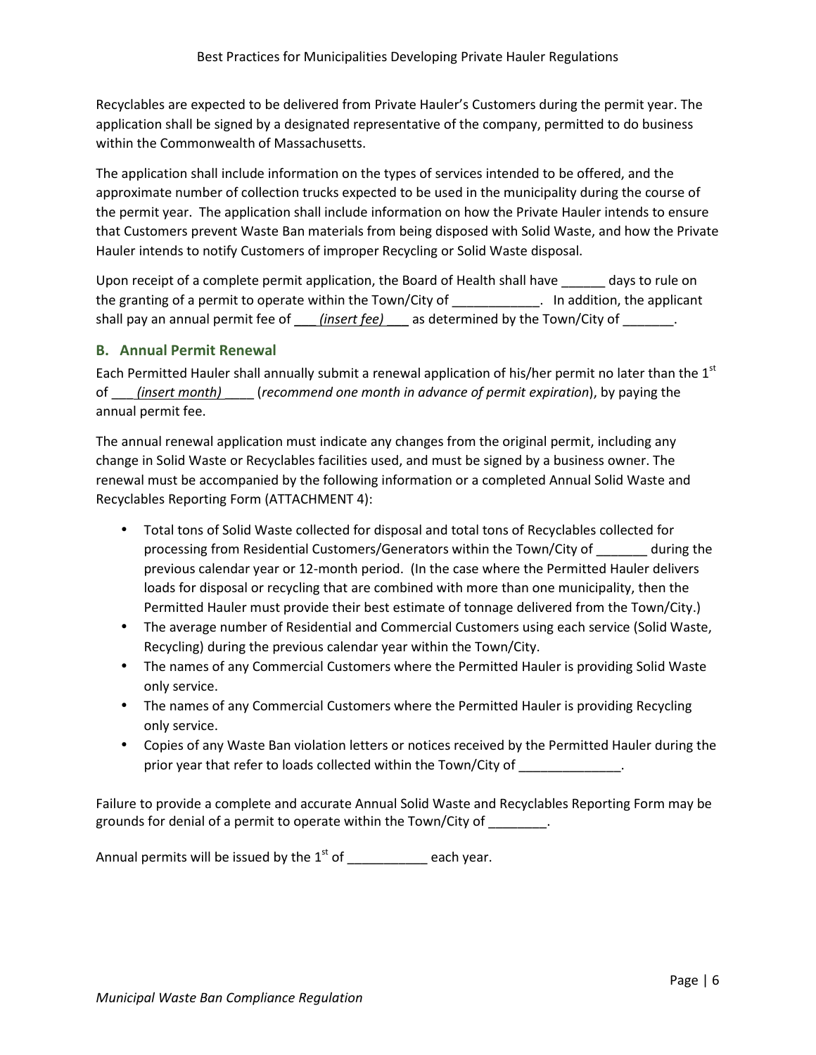Recyclables are expected to be delivered from Private Hauler's Customers during the permit year. The application shall be signed by a designated representative of the company, permitted to do business within the Commonwealth of Massachusetts.

The application shall include information on the types of services intended to be offered, and the approximate number of collection trucks expected to be used in the municipality during the course of the permit year. The application shall include information on how the Private Hauler intends to ensure that Customers prevent Waste Ban materials from being disposed with Solid Waste, and how the Private Hauler intends to notify Customers of improper Recycling or Solid Waste disposal.

Upon receipt of a complete permit application, the Board of Health shall have ______ days to rule on the granting of a permit to operate within the Town/City of ____________. In addition, the applicant shall pay an annual permit fee of ___*(insert fee)*___ as determined by the Town/City of _______.

### B. Annual Permit Renewal

Each Permitted Hauler shall annually submit a renewal application of his/her permit no later than the 1st of ___*(insert month)*____ (*recommend one month in advance of permit expiration*), by paying the annual permit fee.

The annual renewal application must indicate any changes from the original permit, including any change in Solid Waste or Recyclables facilities used, and must be signed by a business owner. The renewal must be accompanied by the following information or a completed Annual Solid Waste and Recyclables Reporting Form (ATTACHMENT 4):

- Total tons of Solid Waste collected for disposal and total tons of Recyclables collected for processing from Residential Customers/Generators within the Town/City of _______ during the previous calendar year or 12-month period. (In the case where the Permitted Hauler delivers loads for disposal or recycling that are combined with more than one municipality, then the Permitted Hauler must provide their best estimate of tonnage delivered from the Town/City.)
- The average number of Residential and Commercial Customers using each service (Solid Waste, Recycling) during the previous calendar year within the Town/City.
- The names of any Commercial Customers where the Permitted Hauler is providing Solid Waste only service.
- The names of any Commercial Customers where the Permitted Hauler is providing Recycling only service.
- Copies of any Waste Ban violation letters or notices received by the Permitted Hauler during the prior year that refer to loads collected within the Town/City of ______________.

Failure to provide a complete and accurate Annual Solid Waste and Recyclables Reporting Form may be grounds for denial of a permit to operate within the Town/City of ________.

Annual permits will be issued by the 1st of ___________ each year.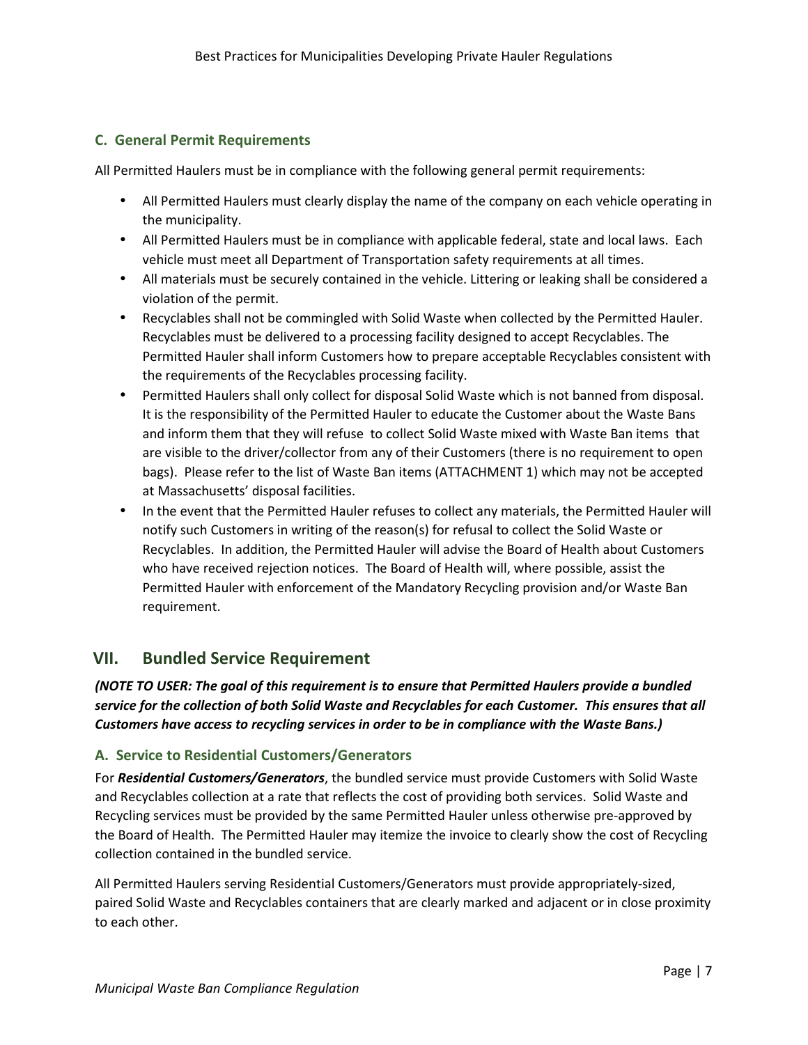### C. General Permit Requirements

All Permitted Haulers must be in compliance with the following general permit requirements:

- All Permitted Haulers must clearly display the name of the company on each vehicle operating in the municipality.
- All Permitted Haulers must be in compliance with applicable federal, state and local laws. Each vehicle must meet all Department of Transportation safety requirements at all times.
- All materials must be securely contained in the vehicle. Littering or leaking shall be considered a violation of the permit.
- Recyclables shall not be commingled with Solid Waste when collected by the Permitted Hauler. Recyclables must be delivered to a processing facility designed to accept Recyclables. The Permitted Hauler shall inform Customers how to prepare acceptable Recyclables consistent with the requirements of the Recyclables processing facility.
- Permitted Haulers shall only collect for disposal Solid Waste which is not banned from disposal. It is the responsibility of the Permitted Hauler to educate the Customer about the Waste Bans and inform them that they will refuse to collect Solid Waste mixed with Waste Ban items that are visible to the driver/collector from any of their Customers (there is no requirement to open bags). Please refer to the list of Waste Ban items (ATTACHMENT 1) which may not be accepted at Massachusetts' disposal facilities.
- In the event that the Permitted Hauler refuses to collect any materials, the Permitted Hauler will notify such Customers in writing of the reason(s) for refusal to collect the Solid Waste or Recyclables. In addition, the Permitted Hauler will advise the Board of Health about Customers who have received rejection notices. The Board of Health will, where possible, assist the Permitted Hauler with enforcement of the Mandatory Recycling provision and/or Waste Ban requirement.

## VII. Bundled Service Requirement

***(NOTE TO USER: The goal of this requirement is to ensure that Permitted Haulers provide a bundled service for the collection of both Solid Waste and Recyclables for each Customer. This ensures that all Customers have access to recycling services in order to be in compliance with the Waste Bans.)***

### A. Service to Residential Customers/Generators

For ***Residential Customers/Generators***, the bundled service must provide Customers with Solid Waste and Recyclables collection at a rate that reflects the cost of providing both services. Solid Waste and Recycling services must be provided by the same Permitted Hauler unless otherwise pre-approved by the Board of Health. The Permitted Hauler may itemize the invoice to clearly show the cost of Recycling collection contained in the bundled service.

All Permitted Haulers serving Residential Customers/Generators must provide appropriately-sized, paired Solid Waste and Recyclables containers that are clearly marked and adjacent or in close proximity to each other.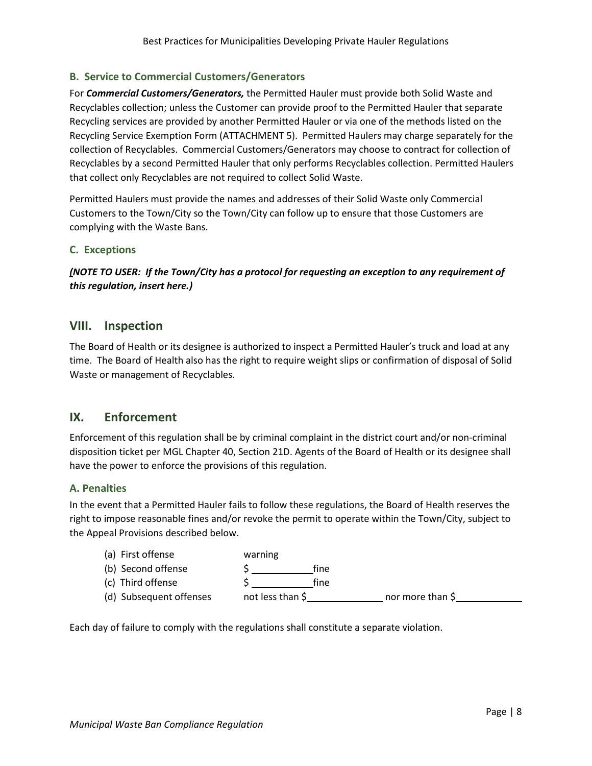### B. Service to Commercial Customers/Generators

For ***Commercial Customers/Generators,*** the Permitted Hauler must provide both Solid Waste and Recyclables collection; unless the Customer can provide proof to the Permitted Hauler that separate Recycling services are provided by another Permitted Hauler or via one of the methods listed on the Recycling Service Exemption Form (ATTACHMENT 5). Permitted Haulers may charge separately for the collection of Recyclables. Commercial Customers/Generators may choose to contract for collection of Recyclables by a second Permitted Hauler that only performs Recyclables collection. Permitted Haulers that collect only Recyclables are not required to collect Solid Waste.

Permitted Haulers must provide the names and addresses of their Solid Waste only Commercial Customers to the Town/City so the Town/City can follow up to ensure that those Customers are complying with the Waste Bans.

### C. Exceptions

***(NOTE TO USER: If the Town/City has a protocol for requesting an exception to any requirement of this regulation, insert here.)***

## VIII. Inspection

The Board of Health or its designee is authorized to inspect a Permitted Hauler's truck and load at any time. The Board of Health also has the right to require weight slips or confirmation of disposal of Solid Waste or management of Recyclables.

## IX. Enforcement

Enforcement of this regulation shall be by criminal complaint in the district court and/or non-criminal disposition ticket per MGL Chapter 40, Section 21D. Agents of the Board of Health or its designee shall have the power to enforce the provisions of this regulation.

### A. Penalties

In the event that a Permitted Hauler fails to follow these regulations, the Board of Health reserves the right to impose reasonable fines and/or revoke the permit to operate within the Town/City, subject to the Appeal Provisions described below.

(a) First offense — warning
(b) Second offense — $ ____________ fine
(c) Third offense — $ ____________ fine
(d) Subsequent offenses — not less than $ ______________ nor more than $ ____________

Each day of failure to comply with the regulations shall constitute a separate violation.

*Municipal Waste Ban Compliance Regulation*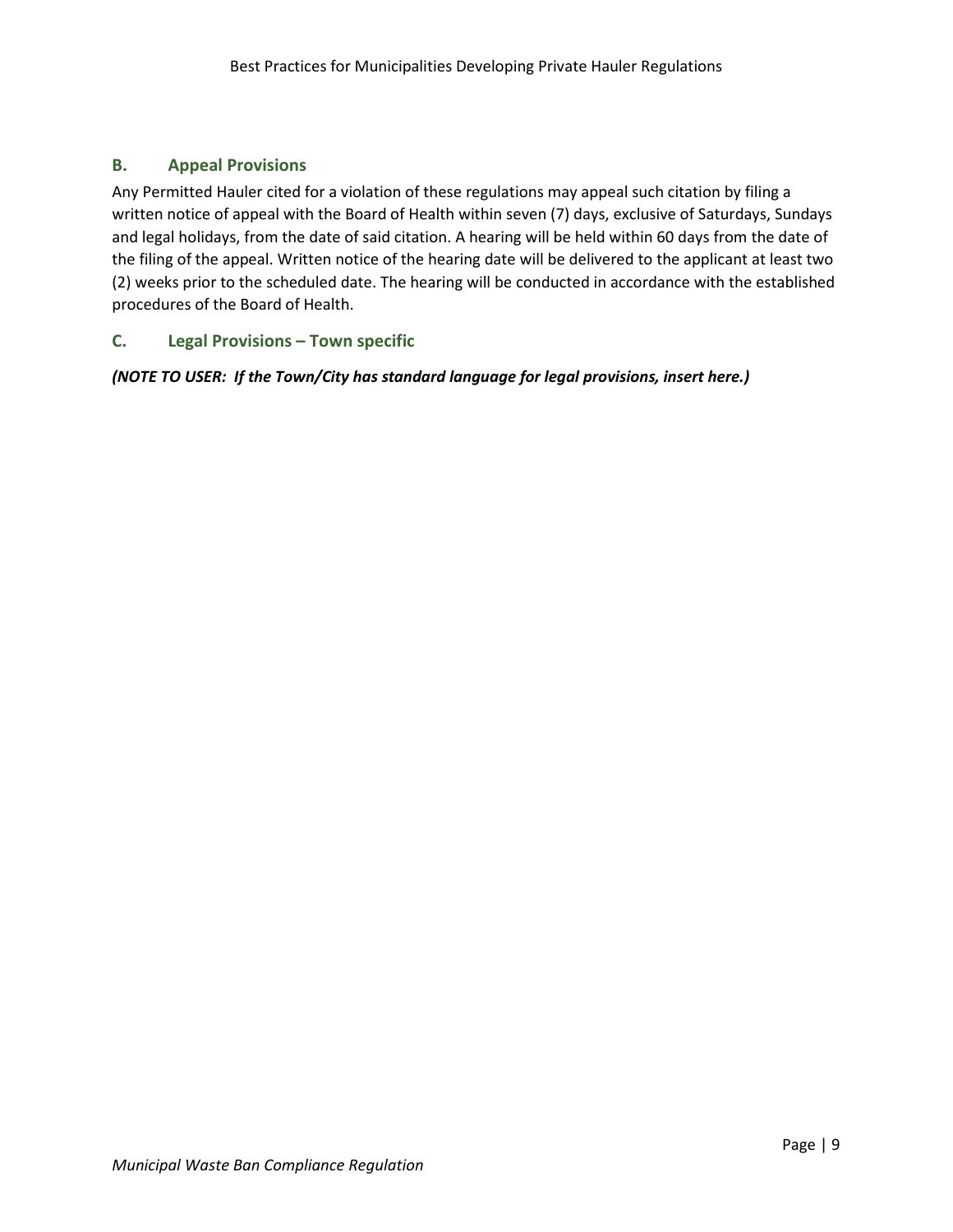### B. Appeal Provisions

Any Permitted Hauler cited for a violation of these regulations may appeal such citation by filing a written notice of appeal with the Board of Health within seven (7) days, exclusive of Saturdays, Sundays and legal holidays, from the date of said citation. A hearing will be held within 60 days from the date of the filing of the appeal. Written notice of the hearing date will be delivered to the applicant at least two (2) weeks prior to the scheduled date. The hearing will be conducted in accordance with the established procedures of the Board of Health.

### C. Legal Provisions – Town specific

***(NOTE TO USER: If the Town/City has standard language for legal provisions, insert here.)***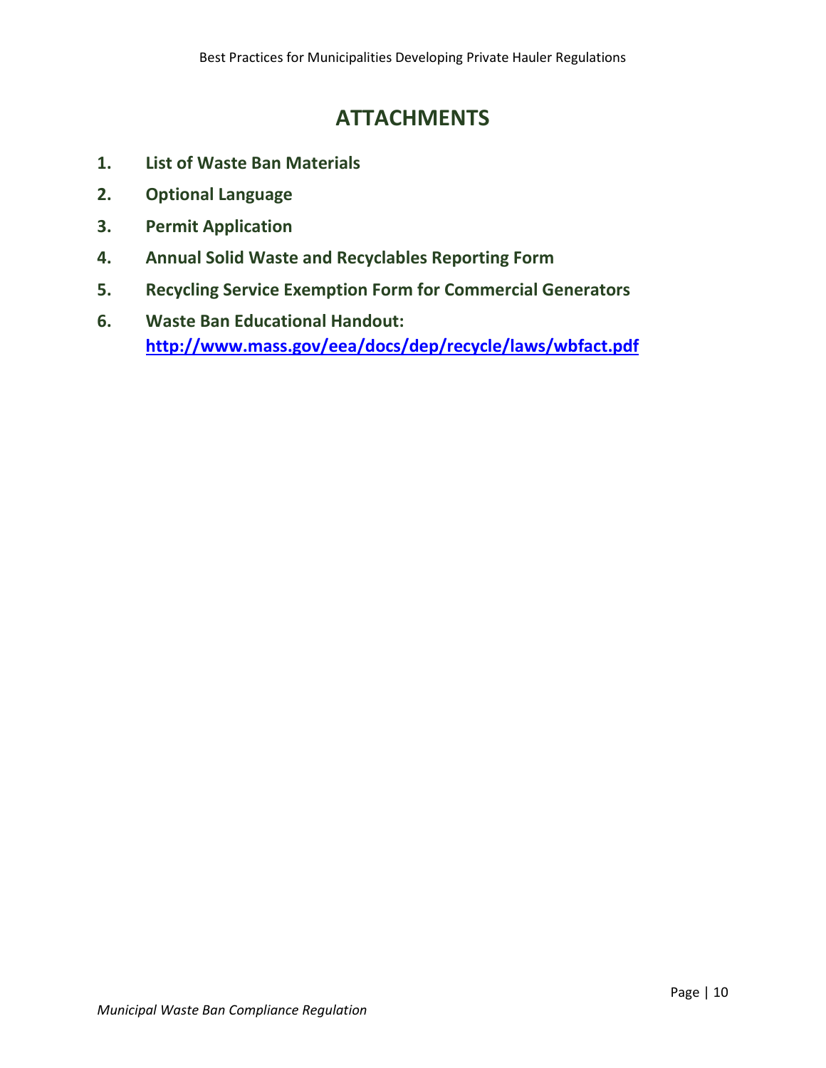# ATTACHMENTS

1. **List of Waste Ban Materials**
2. **Optional Language**
3. **Permit Application**
4. **Annual Solid Waste and Recyclables Reporting Form**
5. **Recycling Service Exemption Form for Commercial Generators**
6. **Waste Ban Educational Handout:**
   **http://www.mass.gov/eea/docs/dep/recycle/laws/wbfact.pdf**